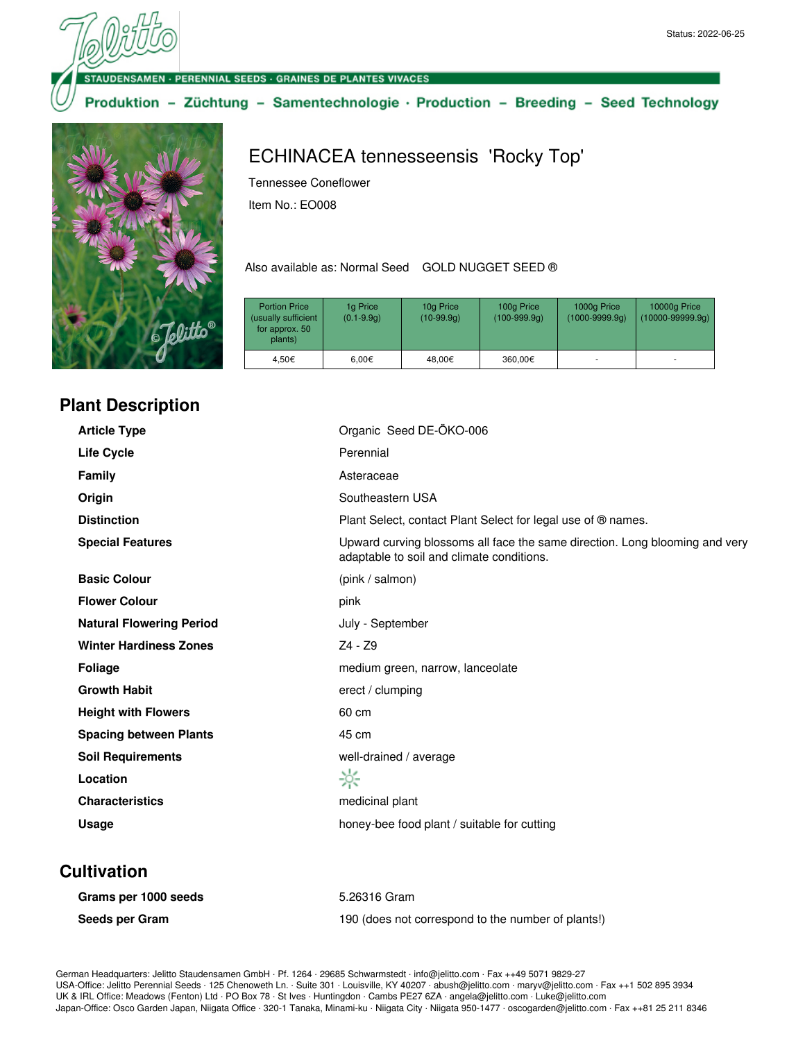Status: 2022-06-25

STAUDENSAMEN · PERENNIAL SEEDS · GRAINES DE PLANTES VIVACES

Produktion – Züchtung – Samentechnologie · Production – Breeding – Seed Technology

# ECHINACEA tennesseensis 'Rocky Top'

Tennessee Coneflower

Item No.: EO008

Also available as: Normal Seed GOLD NUGGET SEED ®

| Portion Price (usually sufficient for approx. 50 plants) | 1g Price (0.1-9.9g) | 10g Price (10-99.9g) | 100g Price (100-999.9g) | 1000g Price (1000-9999.9g) | 10000g Price (10000-99999.9g) |
|---|---|---|---|---|---|
| 4,50€ | 6,00€ | 48,00€ | 360,00€ | - | - |

## Plant Description

| | |
|---|---|
| **Article Type** | Organic Seed DE-ÖKO-006 |
| **Life Cycle** | Perennial |
| **Family** | Asteraceae |
| **Origin** | Southeastern USA |
| **Distinction** | Plant Select, contact Plant Select for legal use of ® names. |
| **Special Features** | Upward curving blossoms all face the same direction. Long blooming and very adaptable to soil and climate conditions. |
| **Basic Colour** | (pink / salmon) |
| **Flower Colour** | pink |
| **Natural Flowering Period** | July - September |
| **Winter Hardiness Zones** | Z4 - Z9 |
| **Foliage** | medium green, narrow, lanceolate |
| **Growth Habit** | erect / clumping |
| **Height with Flowers** | 60 cm |
| **Spacing between Plants** | 45 cm |
| **Soil Requirements** | well-drained / average |
| **Location** | ☼ |
| **Characteristics** | medicinal plant |
| **Usage** | honey-bee food plant / suitable for cutting |

## Cultivation

| | |
|---|---|
| **Grams per 1000 seeds** | 5.26316 Gram |
| **Seeds per Gram** | 190 (does not correspond to the number of plants!) |

German Headquarters: Jelitto Staudensamen GmbH · Pf. 1264 · 29685 Schwarmstedt · info@jelitto.com · Fax ++49 5071 9829-27
USA-Office: Jelitto Perennial Seeds · 125 Chenoweth Ln. · Suite 301 · Louisville, KY 40207 · abush@jelitto.com · maryv@jelitto.com · Fax ++1 502 895 3934
UK & IRL Office: Meadows (Fenton) Ltd · PO Box 78 · St Ives · Huntingdon · Cambs PE27 6ZA · angela@jelitto.com · Luke@jelitto.com
Japan-Office: Osco Garden Japan, Niigata Office · 320-1 Tanaka, Minami-ku · Niigata City · Niigata 950-1477 · oscogarden@jelitto.com · Fax ++81 25 211 8346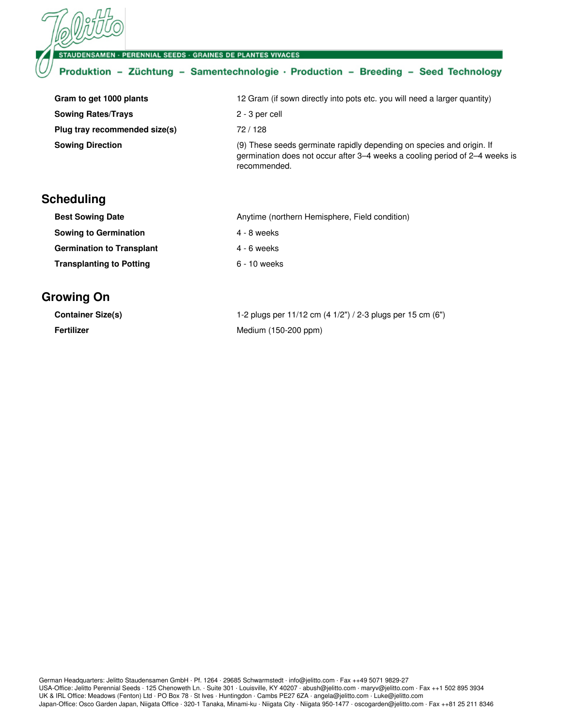| | |
|---|---|
| **Gram to get 1000 plants** | 12 Gram (if sown directly into pots etc. you will need a larger quantity) |
| **Sowing Rates/Trays** | 2 - 3 per cell |
| **Plug tray recommended size(s)** | 72 / 128 |
| **Sowing Direction** | (9) These seeds germinate rapidly depending on species and origin. If germination does not occur after 3–4 weeks a cooling period of 2–4 weeks is recommended. |

## Scheduling

| | |
|---|---|
| **Best Sowing Date** | Anytime (northern Hemisphere, Field condition) |
| **Sowing to Germination** | 4 - 8 weeks |
| **Germination to Transplant** | 4 - 6 weeks |
| **Transplanting to Potting** | 6 - 10 weeks |

## Growing On

| | |
|---|---|
| **Container Size(s)** | 1-2 plugs per 11/12 cm (4 1/2") / 2-3 plugs per 15 cm (6") |
| **Fertilizer** | Medium (150-200 ppm) |